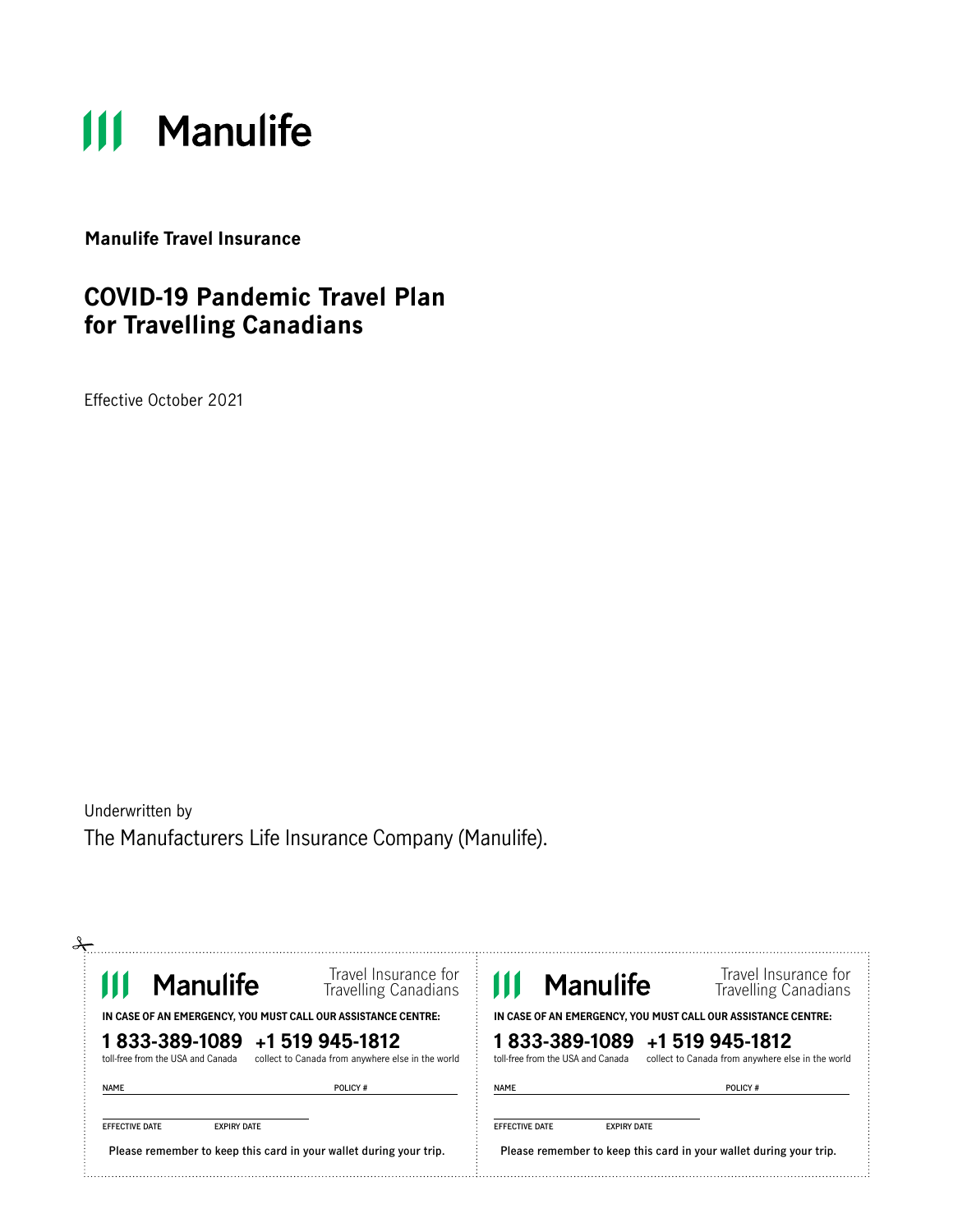Manulife

**Manulife Travel Insurance**

# COVID-19 Pandemic Travel Plan for Travelling Canadians

Effective October 2021

Underwritten by

The Manufacturers Life Insurance Company (Manulife).

---

Manulife — Travel Insurance for Travelling Canadians

**IN CASE OF AN EMERGENCY, YOU MUST CALL OUR ASSISTANCE CENTRE:**

**1 833-389-1089** toll-free from the USA and Canada

**+1 519 945-1812** collect to Canada from anywhere else in the world

NAME ____________________ POLICY # ____________________

EFFECTIVE DATE ____________________ EXPIRY DATE ____________________

**Please remember to keep this card in your wallet during your trip.**

---

Manulife — Travel Insurance for Travelling Canadians

**IN CASE OF AN EMERGENCY, YOU MUST CALL OUR ASSISTANCE CENTRE:**

**1 833-389-1089** toll-free from the USA and Canada

**+1 519 945-1812** collect to Canada from anywhere else in the world

NAME ____________________ POLICY # ____________________

EFFECTIVE DATE ____________________ EXPIRY DATE ____________________

**Please remember to keep this card in your wallet during your trip.**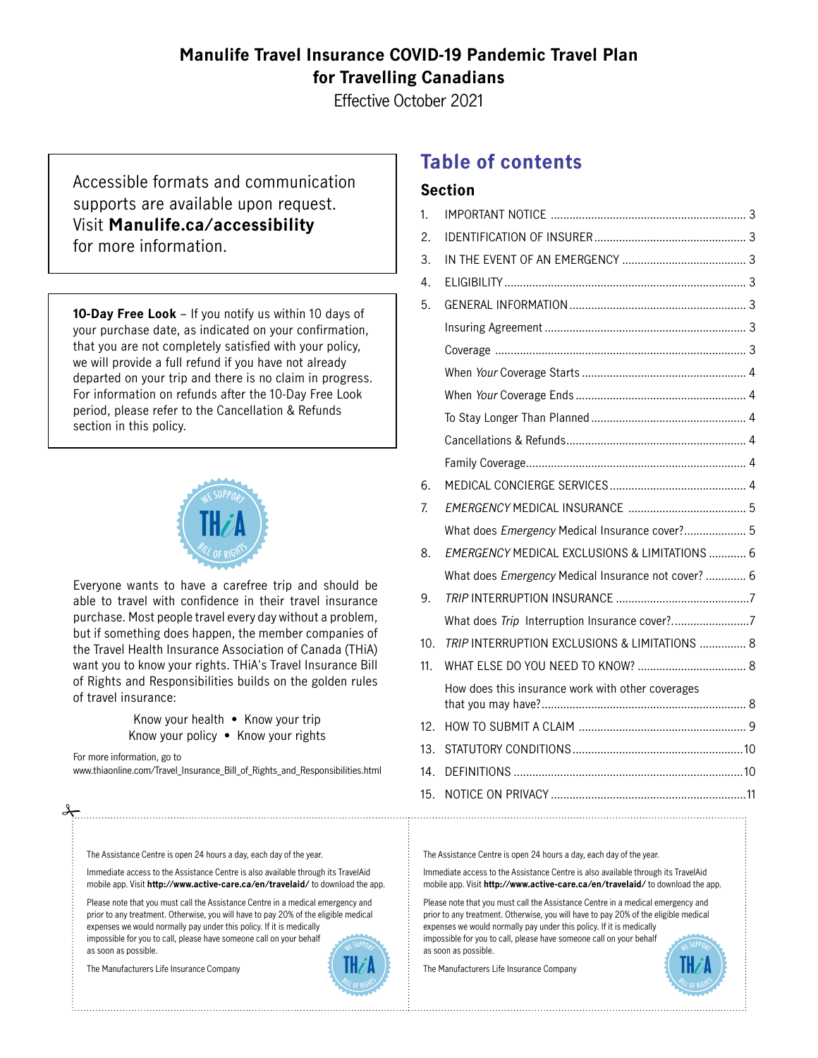# Manulife Travel Insurance COVID-19 Pandemic Travel Plan for Travelling Canadians

Effective October 2021

Accessible formats and communication supports are available upon request. Visit **Manulife.ca/accessibility** for more information.

**10-Day Free Look** – If you notify us within 10 days of your purchase date, as indicated on your confirmation, that you are not completely satisfied with your policy, we will provide a full refund if you have not already departed on your trip and there is no claim in progress. For information on refunds after the 10-Day Free Look period, please refer to the Cancellation & Refunds section in this policy.

Everyone wants to have a carefree trip and should be able to travel with confidence in their travel insurance purchase. Most people travel every day without a problem, but if something does happen, the member companies of the Travel Health Insurance Association of Canada (THiA) want you to know your rights. THiA's Travel Insurance Bill of Rights and Responsibilities builds on the golden rules of travel insurance:

Know your health • Know your trip
Know your policy • Know your rights

For more information, go to www.thiaonline.com/Travel_Insurance_Bill_of_Rights_and_Responsibilities.html

## Table of contents

**Section**

| | | |
|---|---|---|
| 1. | IMPORTANT NOTICE | 3 |
| 2. | IDENTIFICATION OF INSURER | 3 |
| 3. | IN THE EVENT OF AN EMERGENCY | 3 |
| 4. | ELIGIBILITY | 3 |
| 5. | GENERAL INFORMATION | 3 |
| | Insuring Agreement | 3 |
| | Coverage | 3 |
| | When *Your* Coverage Starts | 4 |
| | When *Your* Coverage Ends | 4 |
| | To Stay Longer Than Planned | 4 |
| | Cancellations & Refunds | 4 |
| | Family Coverage | 4 |
| 6. | MEDICAL CONCIERGE SERVICES | 4 |
| 7. | *EMERGENCY* MEDICAL INSURANCE | 5 |
| | What does *Emergency* Medical Insurance cover? | 5 |
| 8. | *EMERGENCY* MEDICAL EXCLUSIONS & LIMITATIONS | 6 |
| | What does *Emergency* Medical Insurance not cover? | 6 |
| 9. | *TRIP* INTERRUPTION INSURANCE | 7 |
| | What does *Trip* Interruption Insurance cover? | 7 |
| 10. | *TRIP* INTERRUPTION EXCLUSIONS & LIMITATIONS | 8 |
| 11. | WHAT ELSE DO YOU NEED TO KNOW? | 8 |
| | How does this insurance work with other coverages that you may have? | 8 |
| 12. | HOW TO SUBMIT A CLAIM | 9 |
| 13. | STATUTORY CONDITIONS | 10 |
| 14. | DEFINITIONS | 10 |
| 15. | NOTICE ON PRIVACY | 11 |

---

The Assistance Centre is open 24 hours a day, each day of the year.

Immediate access to the Assistance Centre is also available through its TravelAid mobile app. Visit **http://www.active-care.ca/en/travelaid/** to download the app.

Please note that you must call the Assistance Centre in a medical emergency and prior to any treatment. Otherwise, you will have to pay 20% of the eligible medical expenses we would normally pay under this policy. If it is medically impossible for you to call, please have someone call on your behalf as soon as possible.

The Manufacturers Life Insurance Company

---

The Assistance Centre is open 24 hours a day, each day of the year.

Immediate access to the Assistance Centre is also available through its TravelAid mobile app. Visit **http://www.active-care.ca/en/travelaid/** to download the app.

Please note that you must call the Assistance Centre in a medical emergency and prior to any treatment. Otherwise, you will have to pay 20% of the eligible medical expenses we would normally pay under this policy. If it is medically impossible for you to call, please have someone call on your behalf as soon as possible.

The Manufacturers Life Insurance Company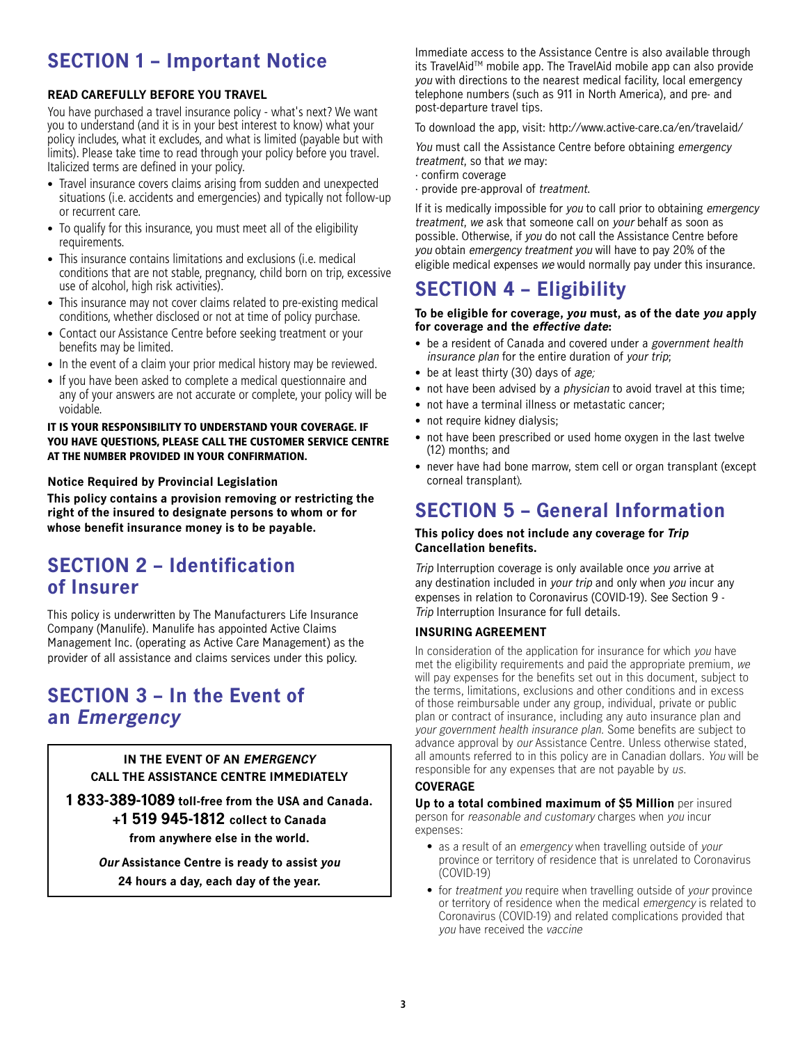## SECTION 1 – Important Notice

**READ CAREFULLY BEFORE YOU TRAVEL**

You have purchased a travel insurance policy - what's next? We want you to understand (and it is in your best interest to know) what your policy includes, what it excludes, and what is limited (payable but with limits). Please take time to read through your policy before you travel. Italicized terms are defined in your policy.

- Travel insurance covers claims arising from sudden and unexpected situations (i.e. accidents and emergencies) and typically not follow-up or recurrent care.
- To qualify for this insurance, you must meet all of the eligibility requirements.
- This insurance contains limitations and exclusions (i.e. medical conditions that are not stable, pregnancy, child born on trip, excessive use of alcohol, high risk activities).
- This insurance may not cover claims related to pre-existing medical conditions, whether disclosed or not at time of policy purchase.
- Contact our Assistance Centre before seeking treatment or your benefits may be limited.
- In the event of a claim your prior medical history may be reviewed.
- If you have been asked to complete a medical questionnaire and any of your answers are not accurate or complete, your policy will be voidable.

**IT IS YOUR RESPONSIBILITY TO UNDERSTAND YOUR COVERAGE. IF YOU HAVE QUESTIONS, PLEASE CALL THE CUSTOMER SERVICE CENTRE AT THE NUMBER PROVIDED IN YOUR CONFIRMATION.**

**Notice Required by Provincial Legislation**

**This policy contains a provision removing or restricting the right of the insured to designate persons to whom or for whose benefit insurance money is to be payable.**

## SECTION 2 – Identification of Insurer

This policy is underwritten by The Manufacturers Life Insurance Company (Manulife). Manulife has appointed Active Claims Management Inc. (operating as Active Care Management) as the provider of all assistance and claims services under this policy.

## SECTION 3 – In the Event of an *Emergency*

**IN THE EVENT OF AN *EMERGENCY***
**CALL THE ASSISTANCE CENTRE IMMEDIATELY**

**1 833-389-1089 toll-free from the USA and Canada.**
**+1 519 945-1812 collect to Canada**
**from anywhere else in the world.**

***Our* Assistance Centre is ready to assist *you***
**24 hours a day, each day of the year.**

Immediate access to the Assistance Centre is also available through its TravelAid™ mobile app. The TravelAid mobile app can also provide *you* with directions to the nearest medical facility, local emergency telephone numbers (such as 911 in North America), and pre- and post-departure travel tips.

To download the app, visit: http://www.active-care.ca/en/travelaid/

*You* must call the Assistance Centre before obtaining *emergency treatment*, so that *we* may:
· confirm coverage
· provide pre-approval of *treatment*.

If it is medically impossible for *you* to call prior to obtaining *emergency treatment*, *we* ask that someone call on *your* behalf as soon as possible. Otherwise, if *you* do not call the Assistance Centre before *you* obtain *emergency treatment you* will have to pay 20% of the eligible medical expenses *we* would normally pay under this insurance.

## SECTION 4 – Eligibility

**To be eligible for coverage, *you* must, as of the date *you* apply for coverage and the *effective date*:**

- be a resident of Canada and covered under a *government health insurance plan* for the entire duration of *your trip*;
- be at least thirty (30) days of *age;*
- not have been advised by a *physician* to avoid travel at this time;
- not have a terminal illness or metastatic cancer;
- not require kidney dialysis;
- not have been prescribed or used home oxygen in the last twelve (12) months; and
- never have had bone marrow, stem cell or organ transplant (except corneal transplant).

## SECTION 5 – General Information

**This policy does not include any coverage for *Trip* Cancellation benefits.**

*Trip* Interruption coverage is only available once *you* arrive at any destination included in *your trip* and only when *you* incur any expenses in relation to Coronavirus (COVID-19). See Section 9 - *Trip* Interruption Insurance for full details.

**INSURING AGREEMENT**

In consideration of the application for insurance for which *you* have met the eligibility requirements and paid the appropriate premium, *we* will pay expenses for the benefits set out in this document, subject to the terms, limitations, exclusions and other conditions and in excess of those reimbursable under any group, individual, private or public plan or contract of insurance, including any auto insurance plan and *your government health insurance plan*. Some benefits are subject to advance approval by *our* Assistance Centre. Unless otherwise stated, all amounts referred to in this policy are in Canadian dollars. *You* will be responsible for any expenses that are not payable by *us*.

**COVERAGE**

**Up to a total combined maximum of $5 Million** per insured person for *reasonable and customary* charges when *you* incur expenses:

- as a result of an *emergency* when travelling outside of *your* province or territory of residence that is unrelated to Coronavirus (COVID-19)
- for *treatment you* require when travelling outside of *your* province or territory of residence when the medical *emergency* is related to Coronavirus (COVID-19) and related complications provided that *you* have received the *vaccine*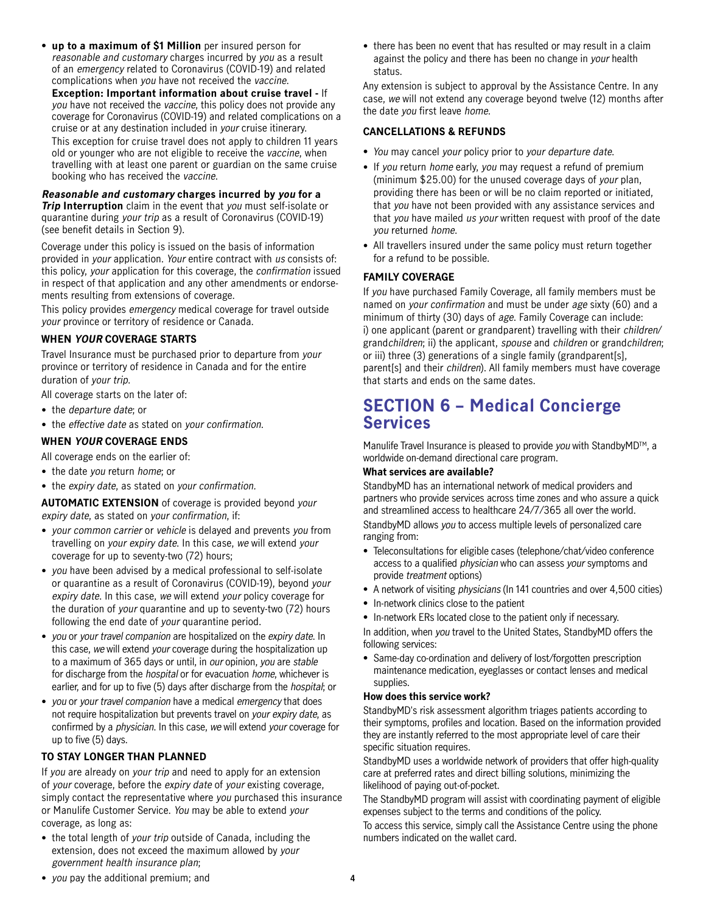- **up to a maximum of $1 Million** per insured person for *reasonable and customary* charges incurred by *you* as a result of an *emergency* related to Coronavirus (COVID-19) and related complications when *you* have not received the *vaccine*.

  **Exception: Important information about cruise travel -** If *you* have not received the *vaccine*, this policy does not provide any coverage for Coronavirus (COVID-19) and related complications on a cruise or at any destination included in *your* cruise itinerary.

  This exception for cruise travel does not apply to children 11 years old or younger who are not eligible to receive the *vaccine*, when travelling with at least one parent or guardian on the same cruise booking who has received the *vaccine*.

***Reasonable and customary* charges incurred by *you* for a *Trip* Interruption** claim in the event that *you* must self-isolate or quarantine during *your trip* as a result of Coronavirus (COVID-19) (see benefit details in Section 9).

Coverage under this policy is issued on the basis of information provided in *your* application. *Your* entire contract with *us* consists of: this policy, *your* application for this coverage, the *confirmation* issued in respect of that application and any other amendments or endorsements resulting from extensions of coverage.

This policy provides *emergency* medical coverage for travel outside *your* province or territory of residence or Canada.

#### WHEN *YOUR* COVERAGE STARTS

Travel Insurance must be purchased prior to departure from *your* province or territory of residence in Canada and for the entire duration of *your trip*.

All coverage starts on the later of:

- the *departure date*; or
- the *effective date* as stated on *your confirmation*.

#### WHEN *YOUR* COVERAGE ENDS

All coverage ends on the earlier of:

- the date *you* return *home*; or
- the *expiry date*, as stated on *your confirmation*.

**AUTOMATIC EXTENSION** of coverage is provided beyond *your expiry date*, as stated on *your confirmation*, if:

- *your common carrier* or *vehicle* is delayed and prevents *you* from travelling on *your expiry date*. In this case, *we* will extend *your* coverage for up to seventy-two (72) hours;
- *you* have been advised by a medical professional to self-isolate or quarantine as a result of Coronavirus (COVID-19), beyond *your expiry date*. In this case, *we* will extend *your* policy coverage for the duration of *your* quarantine and up to seventy-two (72) hours following the end date of *your* quarantine period.
- *you* or *your travel companion* are hospitalized on the *expiry date*. In this case, *we* will extend *your* coverage during the hospitalization up to a maximum of 365 days or until, in *our* opinion, *you* are *stable* for discharge from the *hospital* or for evacuation *home*, whichever is earlier, and for up to five (5) days after discharge from the *hospital*; or
- *you* or *your travel companion* have a medical *emergency* that does not require hospitalization but prevents travel on *your expiry date*, as confirmed by a *physician*. In this case, *we* will extend *your* coverage for up to five (5) days.

#### TO STAY LONGER THAN PLANNED

If *you* are already on *your trip* and need to apply for an extension of *your* coverage, before the *expiry date* of *your* existing coverage, simply contact the representative where *you* purchased this insurance or Manulife Customer Service. *You* may be able to extend *your* coverage, as long as:

- the total length of *your trip* outside of Canada, including the extension, does not exceed the maximum allowed by *your government health insurance plan*;
- *you* pay the additional premium; and
- there has been no event that has resulted or may result in a claim against the policy and there has been no change in *your* health status.

Any extension is subject to approval by the Assistance Centre. In any case, *we* will not extend any coverage beyond twelve (12) months after the date *you* first leave *home*.

#### CANCELLATIONS & REFUNDS

- *You* may cancel *your* policy prior to *your departure date*.
- If *you* return *home* early, *you* may request a refund of premium (minimum $25.00) for the unused coverage days of *your* plan, providing there has been or will be no claim reported or initiated, that *you* have not been provided with any assistance services and that *you* have mailed *us your* written request with proof of the date *you* returned *home*.
- All travellers insured under the same policy must return together for a refund to be possible.

#### FAMILY COVERAGE

If *you* have purchased Family Coverage, all family members must be named on *your confirmation* and must be under *age* sixty (60) and a minimum of thirty (30) days of *age*. Family Coverage can include: i) one applicant (parent or grandparent) travelling with their *children*/grand*children*; ii) the applicant, *spouse* and *children* or grand*children*; or iii) three (3) generations of a single family (grandparent[s], parent[s] and their *children*). All family members must have coverage that starts and ends on the same dates.

## SECTION 6 – Medical Concierge Services

Manulife Travel Insurance is pleased to provide *you* with StandbyMD™, a worldwide on-demand directional care program.

**What services are available?**

StandbyMD has an international network of medical providers and partners who provide services across time zones and who assure a quick and streamlined access to healthcare 24/7/365 all over the world.

StandbyMD allows *you* to access multiple levels of personalized care ranging from:

- Teleconsultations for eligible cases (telephone/chat/video conference access to a qualified *physician* who can assess *your* symptoms and provide *treatment* options)
- A network of visiting *physicians* (In 141 countries and over 4,500 cities)
- In-network clinics close to the patient
- In-network ERs located close to the patient only if necessary.

In addition, when *you* travel to the United States, StandbyMD offers the following services:

- Same-day co-ordination and delivery of lost/forgotten prescription maintenance medication, eyeglasses or contact lenses and medical supplies.

**How does this service work?**

StandbyMD's risk assessment algorithm triages patients according to their symptoms, profiles and location. Based on the information provided they are instantly referred to the most appropriate level of care their specific situation requires.

StandbyMD uses a worldwide network of providers that offer high-quality care at preferred rates and direct billing solutions, minimizing the likelihood of paying out-of-pocket.

The StandbyMD program will assist with coordinating payment of eligible expenses subject to the terms and conditions of the policy.

To access this service, simply call the Assistance Centre using the phone numbers indicated on the wallet card.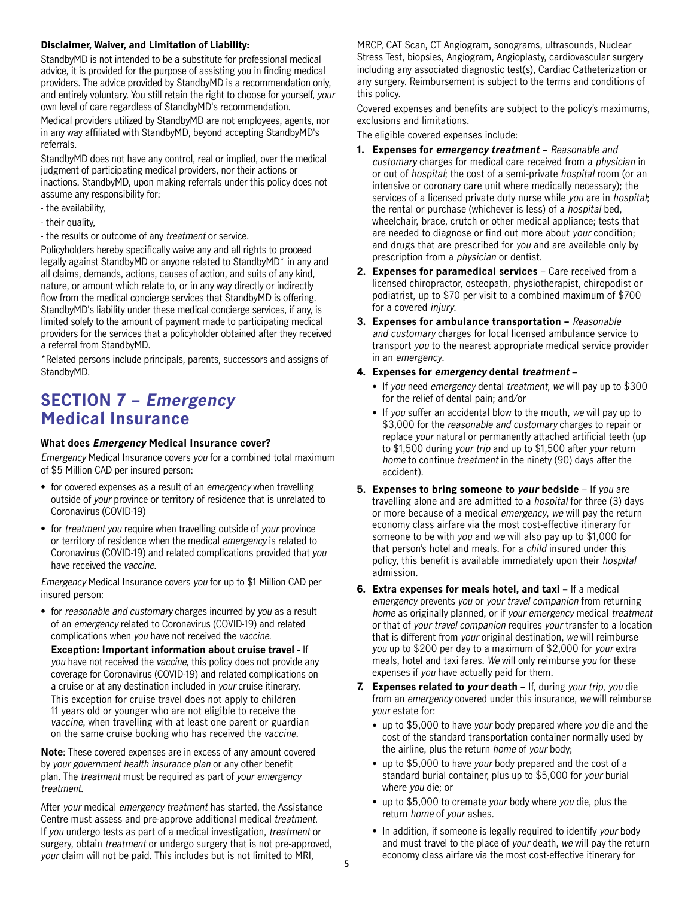**Disclaimer, Waiver, and Limitation of Liability:**

StandbyMD is not intended to be a substitute for professional medical advice, it is provided for the purpose of assisting you in finding medical providers. The advice provided by StandbyMD is a recommendation only, and entirely voluntary. You still retain the right to choose for yourself, *your* own level of care regardless of StandbyMD's recommendation.

Medical providers utilized by StandbyMD are not employees, agents, nor in any way affiliated with StandbyMD, beyond accepting StandbyMD's referrals.

StandbyMD does not have any control, real or implied, over the medical judgment of participating medical providers, nor their actions or inactions. StandbyMD, upon making referrals under this policy does not assume any responsibility for:

- the availability,
- their quality,
- the results or outcome of any *treatment* or service.

Policyholders hereby specifically waive any and all rights to proceed legally against StandbyMD or anyone related to StandbyMD* in any and all claims, demands, actions, causes of action, and suits of any kind, nature, or amount which relate to, or in any way directly or indirectly flow from the medical concierge services that StandbyMD is offering. StandbyMD's liability under these medical concierge services, if any, is limited solely to the amount of payment made to participating medical providers for the services that a policyholder obtained after they received a referral from StandbyMD.

*Related persons include principals, parents, successors and assigns of StandbyMD.

## SECTION 7 – *Emergency* Medical Insurance

### What does *Emergency* Medical Insurance cover?

*Emergency* Medical Insurance covers *you* for a combined total maximum of $5 Million CAD per insured person:

- for covered expenses as a result of an *emergency* when travelling outside of *your* province or territory of residence that is unrelated to Coronavirus (COVID-19)
- for *treatment you* require when travelling outside of *your* province or territory of residence when the medical *emergency* is related to Coronavirus (COVID-19) and related complications provided that *you* have received the *vaccine*.

*Emergency* Medical Insurance covers *you* for up to $1 Million CAD per insured person:

- for *reasonable and customary* charges incurred by *you* as a result of an *emergency* related to Coronavirus (COVID-19) and related complications when *you* have not received the *vaccine*.

  **Exception: Important information about cruise travel -** If *you* have not received the *vaccine*, this policy does not provide any coverage for Coronavirus (COVID-19) and related complications on a cruise or at any destination included in *your* cruise itinerary. This exception for cruise travel does not apply to children 11 years old or younger who are not eligible to receive the *vaccine*, when travelling with at least one parent or guardian on the same cruise booking who has received the *vaccine*.

**Note**: These covered expenses are in excess of any amount covered by *your government health insurance plan* or any other benefit plan. The *treatment* must be required as part of *your emergency treatment*.

After *your* medical *emergency treatment* has started, the Assistance Centre must assess and pre-approve additional medical *treatment*. If *you* undergo tests as part of a medical investigation, *treatment* or surgery, obtain *treatment* or undergo surgery that is not pre-approved, *your* claim will not be paid. This includes but is not limited to MRI, MRCP, CAT Scan, CT Angiogram, sonograms, ultrasounds, Nuclear Stress Test, biopsies, Angiogram, Angioplasty, cardiovascular surgery including any associated diagnostic test(s), Cardiac Catheterization or any surgery. Reimbursement is subject to the terms and conditions of this policy.

Covered expenses and benefits are subject to the policy's maximums, exclusions and limitations.

The eligible covered expenses include:

1. **Expenses for *emergency treatment* –** *Reasonable and customary* charges for medical care received from a *physician* in or out of *hospital*; the cost of a semi-private *hospital* room (or an intensive or coronary care unit where medically necessary); the services of a licensed private duty nurse while *you* are in *hospital*; the rental or purchase (whichever is less) of a *hospital* bed, wheelchair, brace, crutch or other medical appliance; tests that are needed to diagnose or find out more about *your* condition; and drugs that are prescribed for *you* and are available only by prescription from a *physician* or dentist.
2. **Expenses for paramedical services** – Care received from a licensed chiropractor, osteopath, physiotherapist, chiropodist or podiatrist, up to $70 per visit to a combined maximum of $700 for a covered *injury*.
3. **Expenses for ambulance transportation –** *Reasonable and customary* charges for local licensed ambulance service to transport *you* to the nearest appropriate medical service provider in an *emergency*.
4. **Expenses for *emergency* dental *treatment* –**
   - If *you* need *emergency* dental *treatment*, *we* will pay up to $300 for the relief of dental pain; and/or
   - If *you* suffer an accidental blow to the mouth, *we* will pay up to $3,000 for the *reasonable and customary* charges to repair or replace *your* natural or permanently attached artificial teeth (up to $1,500 during *your trip* and up to $1,500 after *your* return *home* to continue *treatment* in the ninety (90) days after the accident).
5. **Expenses to bring someone to *your* bedside** – If *you* are travelling alone and are admitted to a *hospital* for three (3) days or more because of a medical *emergency*, *we* will pay the return economy class airfare via the most cost-effective itinerary for someone to be with *you* and *we* will also pay up to $1,000 for that person's hotel and meals. For a *child* insured under this policy, this benefit is available immediately upon their *hospital* admission.
6. **Extra expenses for meals hotel, and taxi –** If a medical *emergency* prevents *you* or *your travel companion* from returning *home* as originally planned, or if *your emergency* medical *treatment* or that of *your travel companion* requires *your* transfer to a location that is different from *your* original destination, *we* will reimburse *you* up to $200 per day to a maximum of $2,000 for *your* extra meals, hotel and taxi fares. *We* will only reimburse *you* for these expenses if *you* have actually paid for them.
7. **Expenses related to *your* death –** If, during *your trip*, *you* die from an *emergency* covered under this insurance, *we* will reimburse *your* estate for:
   - up to $5,000 to have *your* body prepared where *you* die and the cost of the standard transportation container normally used by the airline, plus the return *home* of *your* body;
   - up to $5,000 to have *your* body prepared and the cost of a standard burial container, plus up to $5,000 for *your* burial where *you* die; or
   - up to $5,000 to cremate *your* body where *you* die, plus the return *home* of *your* ashes.
   - In addition, if someone is legally required to identify *your* body and must travel to the place of *your* death, *we* will pay the return economy class airfare via the most cost-effective itinerary for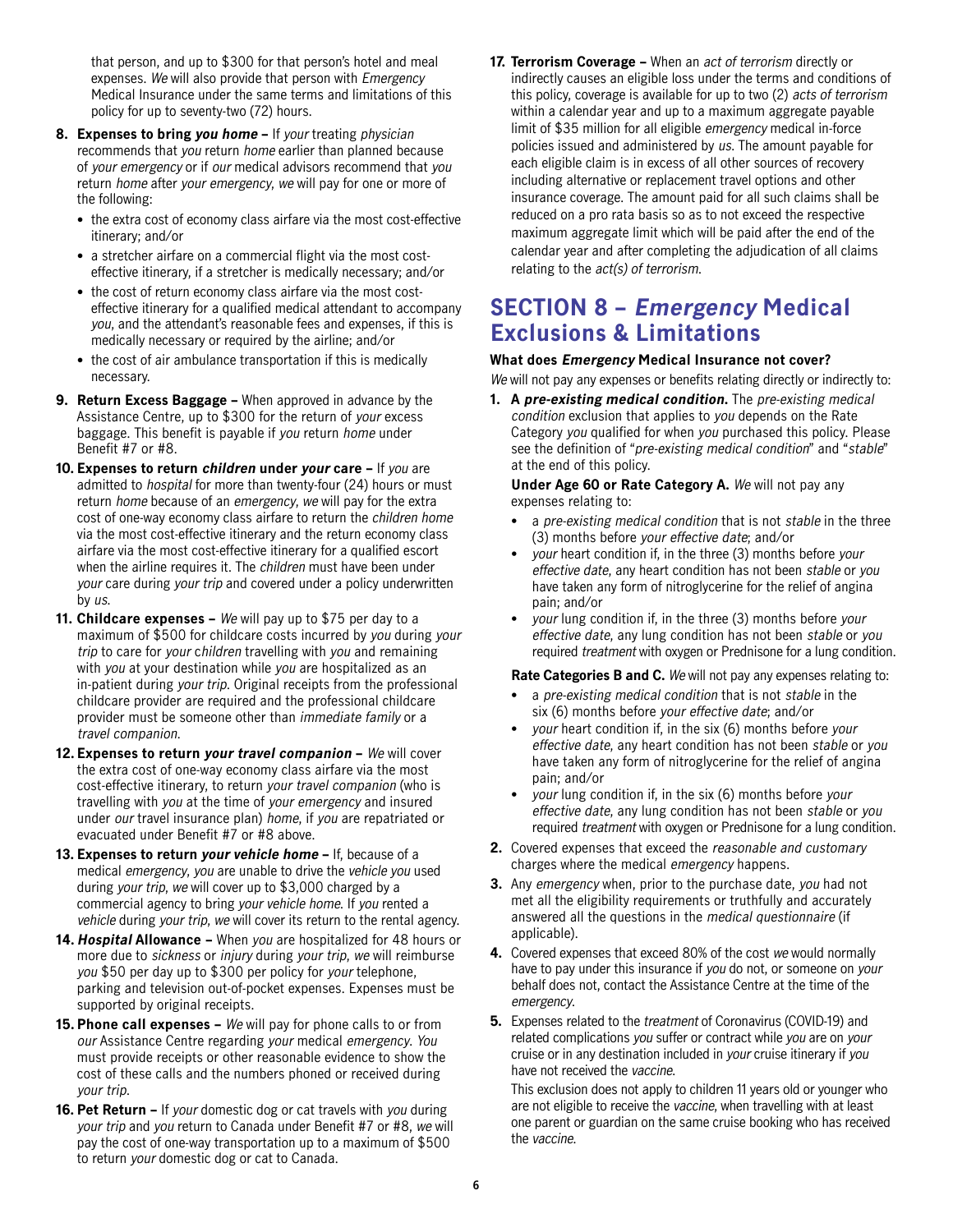that person, and up to $300 for that person's hotel and meal expenses. *We* will also provide that person with *Emergency* Medical Insurance under the same terms and limitations of this policy for up to seventy-two (72) hours.

8. **Expenses to bring *you home* –** If *your* treating *physician* recommends that *you* return *home* earlier than planned because of *your emergency* or if *our* medical advisors recommend that *you* return *home* after *your emergency*, *we* will pay for one or more of the following:
   - the extra cost of economy class airfare via the most cost-effective itinerary; and/or
   - a stretcher airfare on a commercial flight via the most cost-effective itinerary, if a stretcher is medically necessary; and/or
   - the cost of return economy class airfare via the most cost-effective itinerary for a qualified medical attendant to accompany *you*, and the attendant's reasonable fees and expenses, if this is medically necessary or required by the airline; and/or
   - the cost of air ambulance transportation if this is medically necessary.
9. **Return Excess Baggage –** When approved in advance by the Assistance Centre, up to $300 for the return of *your* excess baggage. This benefit is payable if *you* return *home* under Benefit #7 or #8.
10. **Expenses to return *children* under *your* care –** If *you* are admitted to *hospital* for more than twenty-four (24) hours or must return *home* because of an *emergency*, *we* will pay for the extra cost of one-way economy class airfare to return the *children home* via the most cost-effective itinerary and the return economy class airfare via the most cost-effective itinerary for a qualified escort when the airline requires it. The *children* must have been under *your* care during *your trip* and covered under a policy underwritten by *us*.
11. **Childcare expenses –** *We* will pay up to $75 per day to a maximum of $500 for childcare costs incurred by *you* during *your trip* to care for *your children* travelling with *you* and remaining with *you* at your destination while *you* are hospitalized as an in-patient during *your trip*. Original receipts from the professional childcare provider are required and the professional childcare provider must be someone other than *immediate family* or a *travel companion*.
12. **Expenses to return *your travel companion* –** *We* will cover the extra cost of one-way economy class airfare via the most cost-effective itinerary, to return *your travel companion* (who is travelling with *you* at the time of *your emergency* and insured under *our* travel insurance plan) *home*, if *you* are repatriated or evacuated under Benefit #7 or #8 above.
13. **Expenses to return *your vehicle home* –** If, because of a medical *emergency*, *you* are unable to drive the *vehicle you* used during *your trip*, *we* will cover up to $3,000 charged by a commercial agency to bring *your vehicle home*. If *you* rented a *vehicle* during *your trip*, *we* will cover its return to the rental agency.
14. ***Hospital* Allowance –** When *you* are hospitalized for 48 hours or more due to *sickness* or *injury* during *your trip*, *we* will reimburse *you* $50 per day up to $300 per policy for *your* telephone, parking and television out-of-pocket expenses. Expenses must be supported by original receipts.
15. **Phone call expenses –** *We* will pay for phone calls to or from *our* Assistance Centre regarding *your* medical *emergency*. *You* must provide receipts or other reasonable evidence to show the cost of these calls and the numbers phoned or received during *your trip*.
16. **Pet Return –** If *your* domestic dog or cat travels with *you* during *your trip* and *you* return to Canada under Benefit #7 or #8, *we* will pay the cost of one-way transportation up to a maximum of $500 to return *your* domestic dog or cat to Canada.
17. **Terrorism Coverage –** When an *act of terrorism* directly or indirectly causes an eligible loss under the terms and conditions of this policy, coverage is available for up to two (2) *acts of terrorism* within a calendar year and up to a maximum aggregate payable limit of $35 million for all eligible *emergency* medical in-force policies issued and administered by *us*. The amount payable for each eligible claim is in excess of all other sources of recovery including alternative or replacement travel options and other insurance coverage. The amount paid for all such claims shall be reduced on a pro rata basis so as to not exceed the respective maximum aggregate limit which will be paid after the end of the calendar year and after completing the adjudication of all claims relating to the *act(s) of terrorism*.

## SECTION 8 – *Emergency* Medical Exclusions & Limitations

**What does *Emergency* Medical Insurance not cover?**

*We* will not pay any expenses or benefits relating directly or indirectly to:

1. **A *pre-existing medical condition*.** The *pre-existing medical condition* exclusion that applies to *you* depends on the Rate Category *you* qualified for when *you* purchased this policy. Please see the definition of "*pre-existing medical condition*" and "*stable*" at the end of this policy.

   **Under Age 60 or Rate Category A.** *We* will not pay any expenses relating to:
   - a *pre-existing medical condition* that is not *stable* in the three (3) months before *your effective date*; and/or
   - *your* heart condition if, in the three (3) months before *your effective date*, any heart condition has not been *stable* or *you* have taken any form of nitroglycerine for the relief of angina pain; and/or
   - *your* lung condition if, in the three (3) months before *your effective date*, any lung condition has not been *stable* or *you* required *treatment* with oxygen or Prednisone for a lung condition.

   **Rate Categories B and C.** *We* will not pay any expenses relating to:
   - a *pre-existing medical condition* that is not *stable* in the six (6) months before *your effective date*; and/or
   - *your* heart condition if, in the six (6) months before *your effective date*, any heart condition has not been *stable* or *you* have taken any form of nitroglycerine for the relief of angina pain; and/or
   - *your* lung condition if, in the six (6) months before *your effective date*, any lung condition has not been *stable* or *you* required *treatment* with oxygen or Prednisone for a lung condition.
2. Covered expenses that exceed the *reasonable and customary* charges where the medical *emergency* happens.
3. Any *emergency* when, prior to the purchase date, *you* had not met all the eligibility requirements or truthfully and accurately answered all the questions in the *medical questionnaire* (if applicable).
4. Covered expenses that exceed 80% of the cost *we* would normally have to pay under this insurance if *you* do not, or someone on *your* behalf does not, contact the Assistance Centre at the time of the *emergency*.
5. Expenses related to the *treatment* of Coronavirus (COVID-19) and related complications *you* suffer or contract while *you* are on *your* cruise or in any destination included in *your* cruise itinerary if *you* have not received the *vaccine*.

   This exclusion does not apply to children 11 years old or younger who are not eligible to receive the *vaccine*, when travelling with at least one parent or guardian on the same cruise booking who has received the *vaccine*.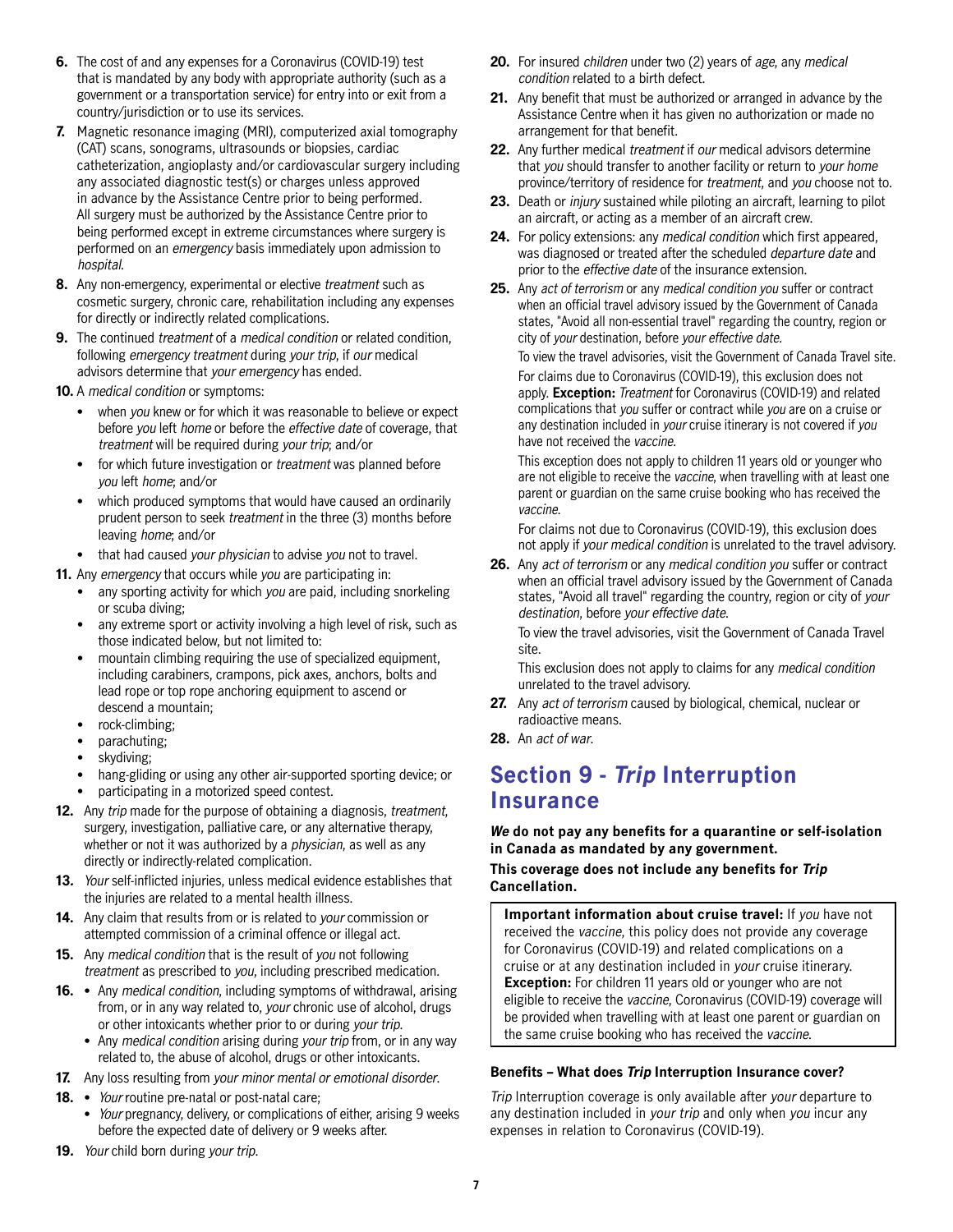6. The cost of and any expenses for a Coronavirus (COVID-19) test that is mandated by any body with appropriate authority (such as a government or a transportation service) for entry into or exit from a country/jurisdiction or to use its services.
7. Magnetic resonance imaging (MRI), computerized axial tomography (CAT) scans, sonograms, ultrasounds or biopsies, cardiac catheterization, angioplasty and/or cardiovascular surgery including any associated diagnostic test(s) or charges unless approved in advance by the Assistance Centre prior to being performed. All surgery must be authorized by the Assistance Centre prior to being performed except in extreme circumstances where surgery is performed on an *emergency* basis immediately upon admission to *hospital*.
8. Any non-emergency, experimental or elective *treatment* such as cosmetic surgery, chronic care, rehabilitation including any expenses for directly or indirectly related complications.
9. The continued *treatment* of a *medical condition* or related condition, following *emergency treatment* during *your trip*, if *our* medical advisors determine that *your emergency* has ended.
10. A *medical condition* or symptoms:
    - when *you* knew or for which it was reasonable to believe or expect before *you* left *home* or before the *effective date* of coverage, that *treatment* will be required during *your trip*; and/or
    - for which future investigation or *treatment* was planned before *you* left *home*; and/or
    - which produced symptoms that would have caused an ordinarily prudent person to seek *treatment* in the three (3) months before leaving *home*; and/or
    - that had caused *your physician* to advise *you* not to travel.
11. Any *emergency* that occurs while *you* are participating in:
    - any sporting activity for which *you* are paid, including snorkeling or scuba diving;
    - any extreme sport or activity involving a high level of risk, such as those indicated below, but not limited to:
    - mountain climbing requiring the use of specialized equipment, including carabiners, crampons, pick axes, anchors, bolts and lead rope or top rope anchoring equipment to ascend or descend a mountain;
    - rock-climbing;
    - parachuting;
    - skydiving;
    - hang-gliding or using any other air-supported sporting device; or
    - participating in a motorized speed contest.
12. Any *trip* made for the purpose of obtaining a diagnosis, *treatment*, surgery, investigation, palliative care, or any alternative therapy, whether or not it was authorized by a *physician*, as well as any directly or indirectly-related complication.
13. *Your* self-inflicted injuries, unless medical evidence establishes that the injuries are related to a mental health illness.
14. Any claim that results from or is related to *your* commission or attempted commission of a criminal offence or illegal act.
15. Any *medical condition* that is the result of *you* not following *treatment* as prescribed to *you*, including prescribed medication.
16. - Any *medical condition*, including symptoms of withdrawal, arising from, or in any way related to, *your* chronic use of alcohol, drugs or other intoxicants whether prior to or during *your trip*.
    - Any *medical condition* arising during *your trip* from, or in any way related to, the abuse of alcohol, drugs or other intoxicants.
17. Any loss resulting from *your minor mental or emotional disorder*.
18. - *Your* routine pre-natal or post-natal care;
    - *Your* pregnancy, delivery, or complications of either, arising 9 weeks before the expected date of delivery or 9 weeks after.
19. *Your* child born during *your trip*.
20. For insured *children* under two (2) years of *age*, any *medical condition* related to a birth defect.
21. Any benefit that must be authorized or arranged in advance by the Assistance Centre when it has given no authorization or made no arrangement for that benefit.
22. Any further medical *treatment* if *our* medical advisors determine that *you* should transfer to another facility or return to *your home* province/territory of residence for *treatment*, and *you* choose not to.
23. Death or *injury* sustained while piloting an aircraft, learning to pilot an aircraft, or acting as a member of an aircraft crew.
24. For policy extensions: any *medical condition* which first appeared, was diagnosed or treated after the scheduled *departure date* and prior to the *effective date* of the insurance extension.
25. Any *act of terrorism* or any *medical condition you* suffer or contract when an official travel advisory issued by the Government of Canada states, "Avoid all non-essential travel" regarding the country, region or city of *your* destination, before *your effective date*.

    To view the travel advisories, visit the Government of Canada Travel site.

    For claims due to Coronavirus (COVID-19), this exclusion does not apply. **Exception:** *Treatment* for Coronavirus (COVID-19) and related complications that *you* suffer or contract while *you* are on a cruise or any destination included in *your* cruise itinerary is not covered if *you* have not received the *vaccine*.

    This exception does not apply to children 11 years old or younger who are not eligible to receive the *vaccine*, when travelling with at least one parent or guardian on the same cruise booking who has received the *vaccine*.

    For claims not due to Coronavirus (COVID-19), this exclusion does not apply if *your medical condition* is unrelated to the travel advisory.
26. Any *act of terrorism* or any *medical condition you* suffer or contract when an official travel advisory issued by the Government of Canada states, "Avoid all travel" regarding the country, region or city of *your destination*, before *your effective date*.

    To view the travel advisories, visit the Government of Canada Travel site.

    This exclusion does not apply to claims for any *medical condition* unrelated to the travel advisory.
27. Any *act of terrorism* caused by biological, chemical, nuclear or radioactive means.
28. An *act of war*.

# Section 9 - *Trip* Interruption Insurance

***We* do not pay any benefits for a quarantine or self-isolation in Canada as mandated by any government.**

**This coverage does not include any benefits for *Trip* Cancellation.**

**Important information about cruise travel:** If *you* have not received the *vaccine*, this policy does not provide any coverage for Coronavirus (COVID-19) and related complications on a cruise or at any destination included in *your* cruise itinerary. **Exception:** For children 11 years old or younger who are not eligible to receive the *vaccine*, Coronavirus (COVID-19) coverage will be provided when travelling with at least one parent or guardian on the same cruise booking who has received the *vaccine*.

### Benefits – What does *Trip* Interruption Insurance cover?

*Trip* Interruption coverage is only available after *your* departure to any destination included in *your trip* and only when *you* incur any expenses in relation to Coronavirus (COVID-19).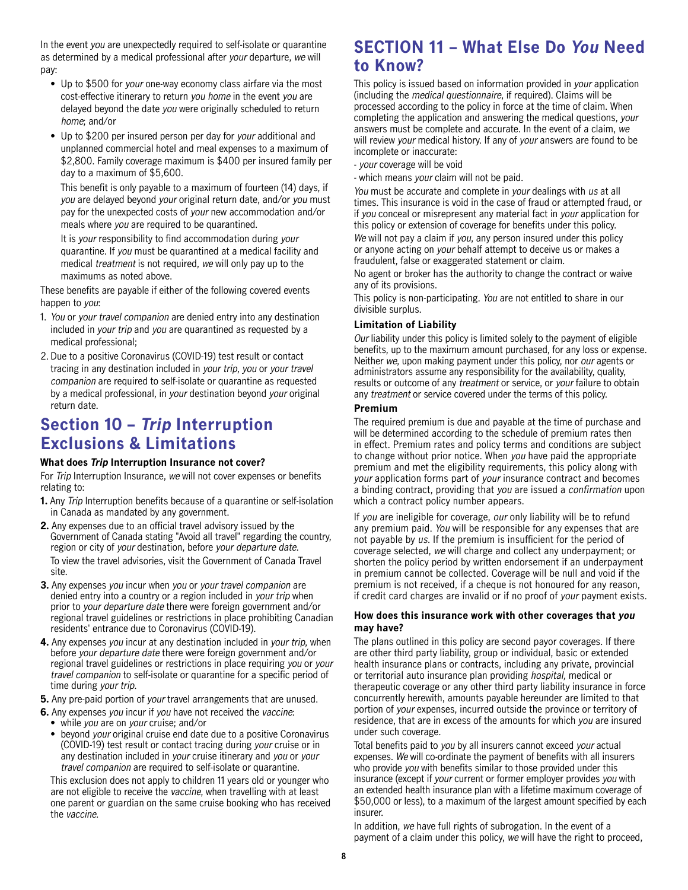In the event *you* are unexpectedly required to self-isolate or quarantine as determined by a medical professional after *your* departure, *we* will pay:

- Up to $500 for *your* one-way economy class airfare via the most cost-effective itinerary to return *you home* in the event *you* are delayed beyond the date *you* were originally scheduled to return *home*; and/or
- Up to $200 per insured person per day for *your* additional and unplanned commercial hotel and meal expenses to a maximum of $2,800. Family coverage maximum is $400 per insured family per day to a maximum of $5,600.

  This benefit is only payable to a maximum of fourteen (14) days, if *you* are delayed beyond *your* original return date, and/or *you* must pay for the unexpected costs of *your* new accommodation and/or meals where *you* are required to be quarantined.

  It is *your* responsibility to find accommodation during *your* quarantine. If *you* must be quarantined at a medical facility and medical *treatment* is not required, *we* will only pay up to the maximums as noted above.

These benefits are payable if either of the following covered events happen to *you*:

1. *You* or *your travel companion* are denied entry into any destination included in *your trip* and *you* are quarantined as requested by a medical professional;
2. Due to a positive Coronavirus (COVID-19) test result or contact tracing in any destination included in *your trip*, *you* or *your travel companion* are required to self-isolate or quarantine as requested by a medical professional, in *your* destination beyond *your* original return date.

## Section 10 – *Trip* Interruption Exclusions & Limitations

### What does *Trip* Interruption Insurance not cover?

For *Trip* Interruption Insurance, *we* will not cover expenses or benefits relating to:

**1.** Any *Trip* Interruption benefits because of a quarantine or self-isolation in Canada as mandated by any government.

**2.** Any expenses due to an official travel advisory issued by the Government of Canada stating "Avoid all travel" regarding the country, region or city of *your* destination, before *your departure date*.

To view the travel advisories, visit the Government of Canada Travel site.

**3.** Any expenses *you* incur when *you* or *your travel companion* are denied entry into a country or a region included in *your trip* when prior to *your departure date* there were foreign government and/or regional travel guidelines or restrictions in place prohibiting Canadian residents' entrance due to Coronavirus (COVID-19).

**4.** Any expenses *you* incur at any destination included in *your trip*, when before *your departure date* there were foreign government and/or regional travel guidelines or restrictions in place requiring *you* or *your travel companion* to self-isolate or quarantine for a specific period of time during *your trip*.

**5.** Any pre-paid portion of *your* travel arrangements that are unused.

**6.** Any expenses *you* incur if *you* have not received the *vaccine*:

- while *you* are on *your* cruise; and/or
- beyond *your* original cruise end date due to a positive Coronavirus (COVID-19) test result or contact tracing during *your* cruise or in any destination included in *your* cruise itinerary and *you* or *your travel companion* are required to self-isolate or quarantine.

This exclusion does not apply to children 11 years old or younger who are not eligible to receive the *vaccine*, when travelling with at least one parent or guardian on the same cruise booking who has received the *vaccine*.

## SECTION 11 – What Else Do *You* Need to Know?

This policy is issued based on information provided in *your* application (including the *medical questionnaire*, if required). Claims will be processed according to the policy in force at the time of claim. When completing the application and answering the medical questions, *your* answers must be complete and accurate. In the event of a claim, *we* will review *your* medical history. If any of *your* answers are found to be incomplete or inaccurate:

- *your* coverage will be void
- which means *your* claim will not be paid.

*You* must be accurate and complete in *your* dealings with *us* at all times. This insurance is void in the case of fraud or attempted fraud, or if *you* conceal or misrepresent any material fact in *your* application for this policy or extension of coverage for benefits under this policy.

*We* will not pay a claim if *you*, any person insured under this policy or anyone acting on *your* behalf attempt to deceive us or makes a fraudulent, false or exaggerated statement or claim.

No agent or broker has the authority to change the contract or waive any of its provisions.

This policy is non-participating. *You* are not entitled to share in our divisible surplus.

### Limitation of Liability

*Our* liability under this policy is limited solely to the payment of eligible benefits, up to the maximum amount purchased, for any loss or expense. Neither *we*, upon making payment under this policy, nor *our* agents or administrators assume any responsibility for the availability, quality, results or outcome of any *treatment* or service, or *your* failure to obtain any *treatment* or service covered under the terms of this policy.

### Premium

The required premium is due and payable at the time of purchase and will be determined according to the schedule of premium rates then in effect. Premium rates and policy terms and conditions are subject to change without prior notice. When *you* have paid the appropriate premium and met the eligibility requirements, this policy along with *your* application forms part of *your* insurance contract and becomes a binding contract, providing that *you* are issued a *confirmation* upon which a contract policy number appears.

If *you* are ineligible for coverage, *our* only liability will be to refund any premium paid. *You* will be responsible for any expenses that are not payable by *us*. If the premium is insufficient for the period of coverage selected, *we* will charge and collect any underpayment; or shorten the policy period by written endorsement if an underpayment in premium cannot be collected. Coverage will be null and void if the premium is not received, if a cheque is not honoured for any reason, if credit card charges are invalid or if no proof of *your* payment exists.

### How does this insurance work with other coverages that *you* may have?

The plans outlined in this policy are second payor coverages. If there are other third party liability, group or individual, basic or extended health insurance plans or contracts, including any private, provincial or territorial auto insurance plan providing *hospital*, medical or therapeutic coverage or any other third party liability insurance in force concurrently herewith, amounts payable hereunder are limited to that portion of *your* expenses, incurred outside the province or territory of residence, that are in excess of the amounts for which *you* are insured under such coverage.

Total benefits paid to *you* by all insurers cannot exceed *your* actual expenses. *We* will co-ordinate the payment of benefits with all insurers who provide *you* with benefits similar to those provided under this insurance (except if *your* current or former employer provides *you* with an extended health insurance plan with a lifetime maximum coverage of $50,000 or less), to a maximum of the largest amount specified by each insurer.

In addition, *we* have full rights of subrogation. In the event of a payment of a claim under this policy, *we* will have the right to proceed,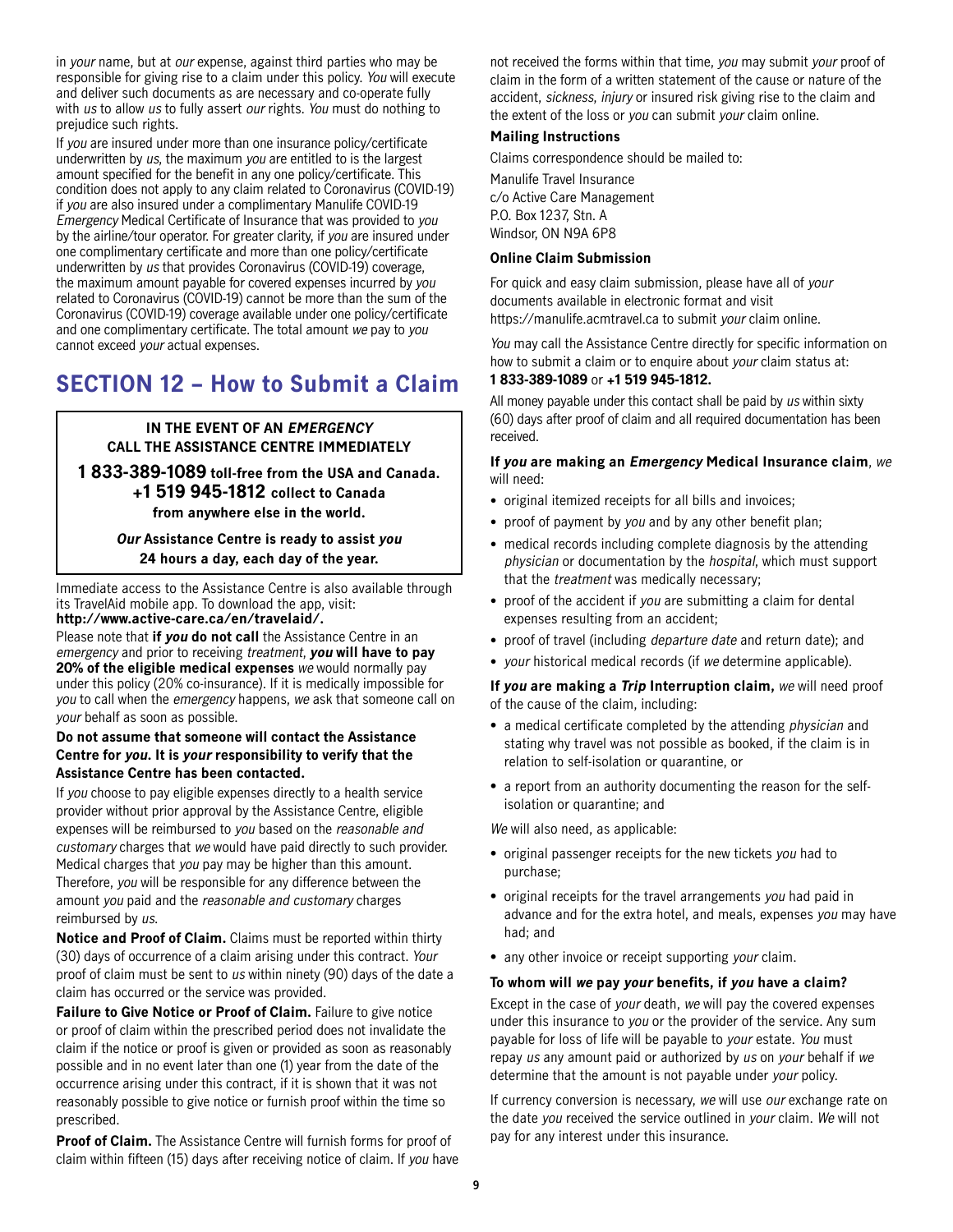in *your* name, but at *our* expense, against third parties who may be responsible for giving rise to a claim under this policy. *You* will execute and deliver such documents as are necessary and co-operate fully with *us* to allow *us* to fully assert *our* rights. *You* must do nothing to prejudice such rights.

If *you* are insured under more than one insurance policy/certificate underwritten by *us*, the maximum *you* are entitled to is the largest amount specified for the benefit in any one policy/certificate. This condition does not apply to any claim related to Coronavirus (COVID-19) if *you* are also insured under a complimentary Manulife COVID-19 *Emergency* Medical Certificate of Insurance that was provided to *you* by the airline/tour operator. For greater clarity, if *you* are insured under one complimentary certificate and more than one policy/certificate underwritten by *us* that provides Coronavirus (COVID-19) coverage, the maximum amount payable for covered expenses incurred by *you* related to Coronavirus (COVID-19) cannot be more than the sum of the Coronavirus (COVID-19) coverage available under one policy/certificate and one complimentary certificate. The total amount *we* pay to *you* cannot exceed *your* actual expenses.

# SECTION 12 – How to Submit a Claim

**IN THE EVENT OF AN *EMERGENCY***
**CALL THE ASSISTANCE CENTRE IMMEDIATELY**

**1 833-389-1089 toll-free from the USA and Canada.**
**+1 519 945-1812 collect to Canada from anywhere else in the world.**

***Our* Assistance Centre is ready to assist *you* 24 hours a day, each day of the year.**

Immediate access to the Assistance Centre is also available through its TravelAid mobile app. To download the app, visit: **http://www.active-care.ca/en/travelaid/.**

Please note that **if *you* do not call** the Assistance Centre in an *emergency* and prior to receiving *treatment*, ***you* will have to pay 20% of the eligible medical expenses** *we* would normally pay under this policy (20% co-insurance). If it is medically impossible for *you* to call when the *emergency* happens, *we* ask that someone call on *your* behalf as soon as possible.

**Do not assume that someone will contact the Assistance Centre for *you*. It is *your* responsibility to verify that the Assistance Centre has been contacted.**

If *you* choose to pay eligible expenses directly to a health service provider without prior approval by the Assistance Centre, eligible expenses will be reimbursed to *you* based on the *reasonable and customary* charges that *we* would have paid directly to such provider. Medical charges that *you* pay may be higher than this amount. Therefore, *you* will be responsible for any difference between the amount *you* paid and the *reasonable and customary* charges reimbursed by *us*.

**Notice and Proof of Claim.** Claims must be reported within thirty (30) days of occurrence of a claim arising under this contract. *Your* proof of claim must be sent to *us* within ninety (90) days of the date a claim has occurred or the service was provided.

**Failure to Give Notice or Proof of Claim.** Failure to give notice or proof of claim within the prescribed period does not invalidate the claim if the notice or proof is given or provided as soon as reasonably possible and in no event later than one (1) year from the date of the occurrence arising under this contract, if it is shown that it was not reasonably possible to give notice or furnish proof within the time so prescribed.

**Proof of Claim.** The Assistance Centre will furnish forms for proof of claim within fifteen (15) days after receiving notice of claim. If *you* have not received the forms within that time, *you* may submit *your* proof of claim in the form of a written statement of the cause or nature of the accident, *sickness*, *injury* or insured risk giving rise to the claim and the extent of the loss or *you* can submit *your* claim online.

**Mailing Instructions**

Claims correspondence should be mailed to:

Manulife Travel Insurance
c/o Active Care Management
P.O. Box 1237, Stn. A
Windsor, ON N9A 6P8

**Online Claim Submission**

For quick and easy claim submission, please have all of *your* documents available in electronic format and visit https://manulife.acmtravel.ca to submit *your* claim online.

*You* may call the Assistance Centre directly for specific information on how to submit a claim or to enquire about *your* claim status at: **1 833-389-1089** or **+1 519 945-1812.**

All money payable under this contact shall be paid by *us* within sixty (60) days after proof of claim and all required documentation has been received.

**If *you* are making an *Emergency* Medical Insurance claim**, *we* will need:

- original itemized receipts for all bills and invoices;
- proof of payment by *you* and by any other benefit plan;
- medical records including complete diagnosis by the attending *physician* or documentation by the *hospital*, which must support that the *treatment* was medically necessary;
- proof of the accident if *you* are submitting a claim for dental expenses resulting from an accident;
- proof of travel (including *departure date* and return date); and
- *your* historical medical records (if *we* determine applicable).

**If *you* are making a *Trip* Interruption claim,** *we* will need proof of the cause of the claim, including:

- a medical certificate completed by the attending *physician* and stating why travel was not possible as booked, if the claim is in relation to self-isolation or quarantine, or
- a report from an authority documenting the reason for the self-isolation or quarantine; and

*We* will also need, as applicable:

- original passenger receipts for the new tickets *you* had to purchase;
- original receipts for the travel arrangements *you* had paid in advance and for the extra hotel, and meals, expenses *you* may have had; and
- any other invoice or receipt supporting *your* claim.

**To whom will *we* pay *your* benefits, if *you* have a claim?**

Except in the case of *your* death, *we* will pay the covered expenses under this insurance to *you* or the provider of the service. Any sum payable for loss of life will be payable to *your* estate. *You* must repay *us* any amount paid or authorized by *us* on *your* behalf if *we* determine that the amount is not payable under *your* policy.

If currency conversion is necessary, *we* will use *our* exchange rate on the date *you* received the service outlined in *your* claim. *We* will not pay for any interest under this insurance.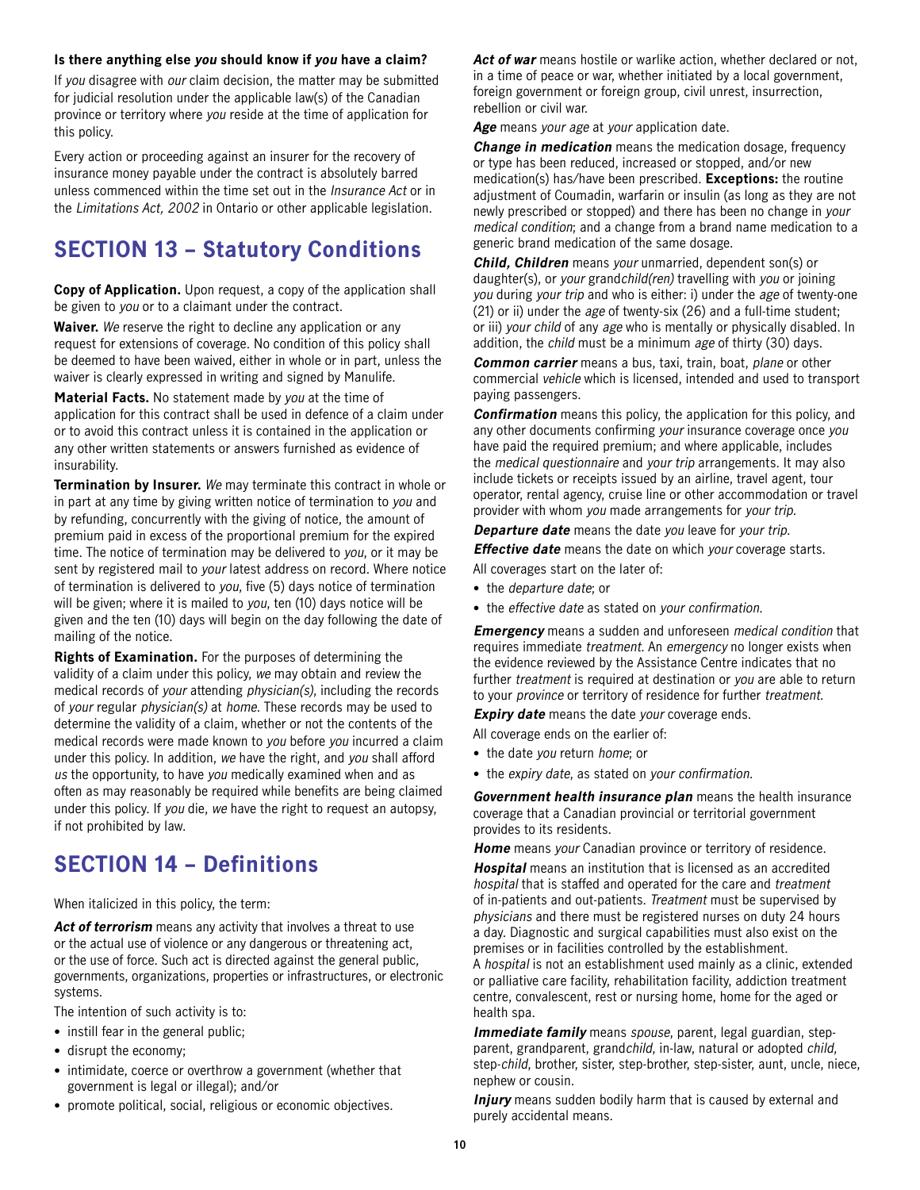**Is there anything else *you* should know if *you* have a claim?**

If *you* disagree with *our* claim decision, the matter may be submitted for judicial resolution under the applicable law(s) of the Canadian province or territory where *you* reside at the time of application for this policy.

Every action or proceeding against an insurer for the recovery of insurance money payable under the contract is absolutely barred unless commenced within the time set out in the *Insurance Act* or in the *Limitations Act, 2002* in Ontario or other applicable legislation.

## SECTION 13 – Statutory Conditions

**Copy of Application.** Upon request, a copy of the application shall be given to *you* or to a claimant under the contract.

**Waiver.** *We* reserve the right to decline any application or any request for extensions of coverage. No condition of this policy shall be deemed to have been waived, either in whole or in part, unless the waiver is clearly expressed in writing and signed by Manulife.

**Material Facts.** No statement made by *you* at the time of application for this contract shall be used in defence of a claim under or to avoid this contract unless it is contained in the application or any other written statements or answers furnished as evidence of insurability.

**Termination by Insurer.** *We* may terminate this contract in whole or in part at any time by giving written notice of termination to *you* and by refunding, concurrently with the giving of notice, the amount of premium paid in excess of the proportional premium for the expired time. The notice of termination may be delivered to *you*, or it may be sent by registered mail to *your* latest address on record. Where notice of termination is delivered to *you*, five (5) days notice of termination will be given; where it is mailed to *you*, ten (10) days notice will be given and the ten (10) days will begin on the day following the date of mailing of the notice.

**Rights of Examination.** For the purposes of determining the validity of a claim under this policy, *we* may obtain and review the medical records of *your* attending *physician(s)*, including the records of *your* regular *physician(s)* at *home*. These records may be used to determine the validity of a claim, whether or not the contents of the medical records were made known to *you* before *you* incurred a claim under this policy. In addition, *we* have the right, and *you* shall afford *us* the opportunity, to have *you* medically examined when and as often as may reasonably be required while benefits are being claimed under this policy. If *you* die, *we* have the right to request an autopsy, if not prohibited by law.

## SECTION 14 – Definitions

When italicized in this policy, the term:

***Act of terrorism*** means any activity that involves a threat to use or the actual use of violence or any dangerous or threatening act, or the use of force. Such act is directed against the general public, governments, organizations, properties or infrastructures, or electronic systems.

The intention of such activity is to:

- instill fear in the general public;
- disrupt the economy;
- intimidate, coerce or overthrow a government (whether that government is legal or illegal); and/or
- promote political, social, religious or economic objectives.

***Act of war*** means hostile or warlike action, whether declared or not, in a time of peace or war, whether initiated by a local government, foreign government or foreign group, civil unrest, insurrection, rebellion or civil war.

***Age*** means *your age* at *your* application date.

***Change in medication*** means the medication dosage, frequency or type has been reduced, increased or stopped, and/or new medication(s) has/have been prescribed. **Exceptions:** the routine adjustment of Coumadin, warfarin or insulin (as long as they are not newly prescribed or stopped) and there has been no change in *your medical condition*; and a change from a brand name medication to a generic brand medication of the same dosage.

***Child, Children*** means *your* unmarried, dependent son(s) or daughter(s), or *your* grand*child(ren)* travelling with *you* or joining *you* during *your trip* and who is either: i) under the *age* of twenty-one (21) or ii) under the *age* of twenty-six (26) and a full-time student; or iii) *your child* of any *age* who is mentally or physically disabled. In addition, the *child* must be a minimum *age* of thirty (30) days.

***Common carrier*** means a bus, taxi, train, boat, *plane* or other commercial *vehicle* which is licensed, intended and used to transport paying passengers.

***Confirmation*** means this policy, the application for this policy, and any other documents confirming *your* insurance coverage once *you* have paid the required premium; and where applicable, includes the *medical questionnaire* and *your trip* arrangements. It may also include tickets or receipts issued by an airline, travel agent, tour operator, rental agency, cruise line or other accommodation or travel provider with whom *you* made arrangements for *your trip*.

***Departure date*** means the date *you* leave for *your trip*.

***Effective date*** means the date on which *your* coverage starts.

All coverages start on the later of:

- the *departure date*; or
- the *effective date* as stated on *your confirmation*.

***Emergency*** means a sudden and unforeseen *medical condition* that requires immediate *treatment*. An *emergency* no longer exists when the evidence reviewed by the Assistance Centre indicates that no further *treatment* is required at destination or *you* are able to return to your *province* or territory of residence for further *treatment*.

***Expiry date*** means the date *your* coverage ends.

All coverage ends on the earlier of:

- the date *you* return *home*; or
- the *expiry date*, as stated on *your confirmation*.

***Government health insurance plan*** means the health insurance coverage that a Canadian provincial or territorial government provides to its residents.

***Home*** means *your* Canadian province or territory of residence.

***Hospital*** means an institution that is licensed as an accredited *hospital* that is staffed and operated for the care and *treatment* of in-patients and out-patients. *Treatment* must be supervised by *physicians* and there must be registered nurses on duty 24 hours a day. Diagnostic and surgical capabilities must also exist on the premises or in facilities controlled by the establishment.
A *hospital* is not an establishment used mainly as a clinic, extended or palliative care facility, rehabilitation facility, addiction treatment centre, convalescent, rest or nursing home, home for the aged or health spa.

***Immediate family*** means *spouse*, parent, legal guardian, step-parent, grandparent, grand*child*, in-law, natural or adopted *child*, step-*child*, brother, sister, step-brother, step-sister, aunt, uncle, niece, nephew or cousin.

***Injury*** means sudden bodily harm that is caused by external and purely accidental means.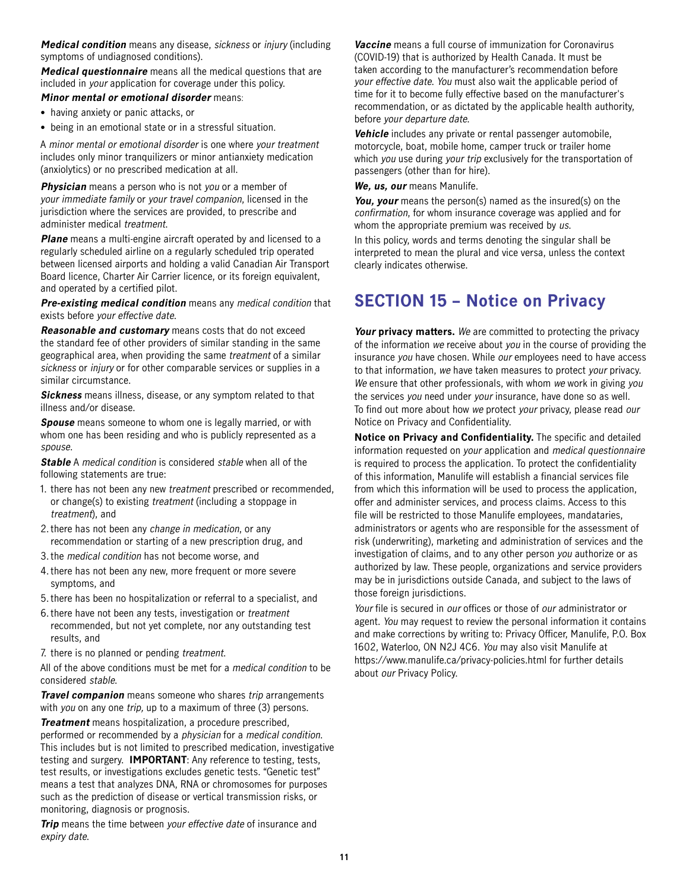***Medical condition*** means any disease, *sickness* or *injury* (including symptoms of undiagnosed conditions).

***Medical questionnaire*** means all the medical questions that are included in *your* application for coverage under this policy.

***Minor mental or emotional disorder*** means:

- having anxiety or panic attacks, or
- being in an emotional state or in a stressful situation.

A *minor mental or emotional disorder* is one where *your treatment* includes only minor tranquilizers or minor antianxiety medication (anxiolytics) or no prescribed medication at all.

***Physician*** means a person who is not *you* or a member of *your immediate family* or *your travel companion*, licensed in the jurisdiction where the services are provided, to prescribe and administer medical *treatment*.

***Plane*** means a multi-engine aircraft operated by and licensed to a regularly scheduled airline on a regularly scheduled trip operated between licensed airports and holding a valid Canadian Air Transport Board licence, Charter Air Carrier licence, or its foreign equivalent, and operated by a certified pilot.

***Pre-existing medical condition*** means any *medical condition* that exists before *your effective date*.

***Reasonable and customary*** means costs that do not exceed the standard fee of other providers of similar standing in the same geographical area, when providing the same *treatment* of a similar *sickness* or *injury* or for other comparable services or supplies in a similar circumstance.

***Sickness*** means illness, disease, or any symptom related to that illness and/or disease.

***Spouse*** means someone to whom one is legally married, or with whom one has been residing and who is publicly represented as a *spouse*.

***Stable*** A *medical condition* is considered *stable* when all of the following statements are true:

1. there has not been any new *treatment* prescribed or recommended, or change(s) to existing *treatment* (including a stoppage in *treatment*), and
2. there has not been any *change in medication*, or any recommendation or starting of a new prescription drug, and
3. the *medical condition* has not become worse, and
4. there has not been any new, more frequent or more severe symptoms, and
5. there has been no hospitalization or referral to a specialist, and
6. there have not been any tests, investigation or *treatment* recommended, but not yet complete, nor any outstanding test results, and
7. there is no planned or pending *treatment*.

All of the above conditions must be met for a *medical condition* to be considered *stable*.

***Travel companion*** means someone who shares *trip* arrangements with *you* on any one *trip,* up to a maximum of three (3) persons.

***Treatment*** means hospitalization, a procedure prescribed, performed or recommended by a *physician* for a *medical condition*. This includes but is not limited to prescribed medication, investigative testing and surgery. **IMPORTANT**: Any reference to testing, tests, test results, or investigations excludes genetic tests. "Genetic test" means a test that analyzes DNA, RNA or chromosomes for purposes such as the prediction of disease or vertical transmission risks, or monitoring, diagnosis or prognosis.

***Trip*** means the time between *your effective date* of insurance and *expiry date*.

***Vaccine*** means a full course of immunization for Coronavirus (COVID-19) that is authorized by Health Canada. It must be taken according to the manufacturer's recommendation before *your effective date*. *You* must also wait the applicable period of time for it to become fully effective based on the manufacturer's recommendation, or as dictated by the applicable health authority, before *your departure date*.

***Vehicle*** includes any private or rental passenger automobile, motorcycle, boat, mobile home, camper truck or trailer home which *you* use during *your trip* exclusively for the transportation of passengers (other than for hire).

***We, us, our*** means Manulife.

***You, your*** means the person(s) named as the insured(s) on the *confirmation*, for whom insurance coverage was applied and for whom the appropriate premium was received by *us*.

In this policy, words and terms denoting the singular shall be interpreted to mean the plural and vice versa, unless the context clearly indicates otherwise.

## SECTION 15 – Notice on Privacy

***Your*** **privacy matters.** *We* are committed to protecting the privacy of the information *we* receive about *you* in the course of providing the insurance *you* have chosen. While *our* employees need to have access to that information, *we* have taken measures to protect *your* privacy. *We* ensure that other professionals, with whom *we* work in giving *you* the services *you* need under *your* insurance, have done so as well. To find out more about how *we* protect *your* privacy, please read *our* Notice on Privacy and Confidentiality.

**Notice on Privacy and Confidentiality.** The specific and detailed information requested on *your* application and *medical questionnaire* is required to process the application. To protect the confidentiality of this information, Manulife will establish a financial services file from which this information will be used to process the application, offer and administer services, and process claims. Access to this file will be restricted to those Manulife employees, mandataries, administrators or agents who are responsible for the assessment of risk (underwriting), marketing and administration of services and the investigation of claims, and to any other person *you* authorize or as authorized by law. These people, organizations and service providers may be in jurisdictions outside Canada, and subject to the laws of those foreign jurisdictions.

*Your* file is secured in *our* offices or those of *our* administrator or agent. *You* may request to review the personal information it contains and make corrections by writing to: Privacy Officer, Manulife, P.O. Box 1602, Waterloo, ON N2J 4C6. *You* may also visit Manulife at https://www.manulife.ca/privacy-policies.html for further details about *our* Privacy Policy.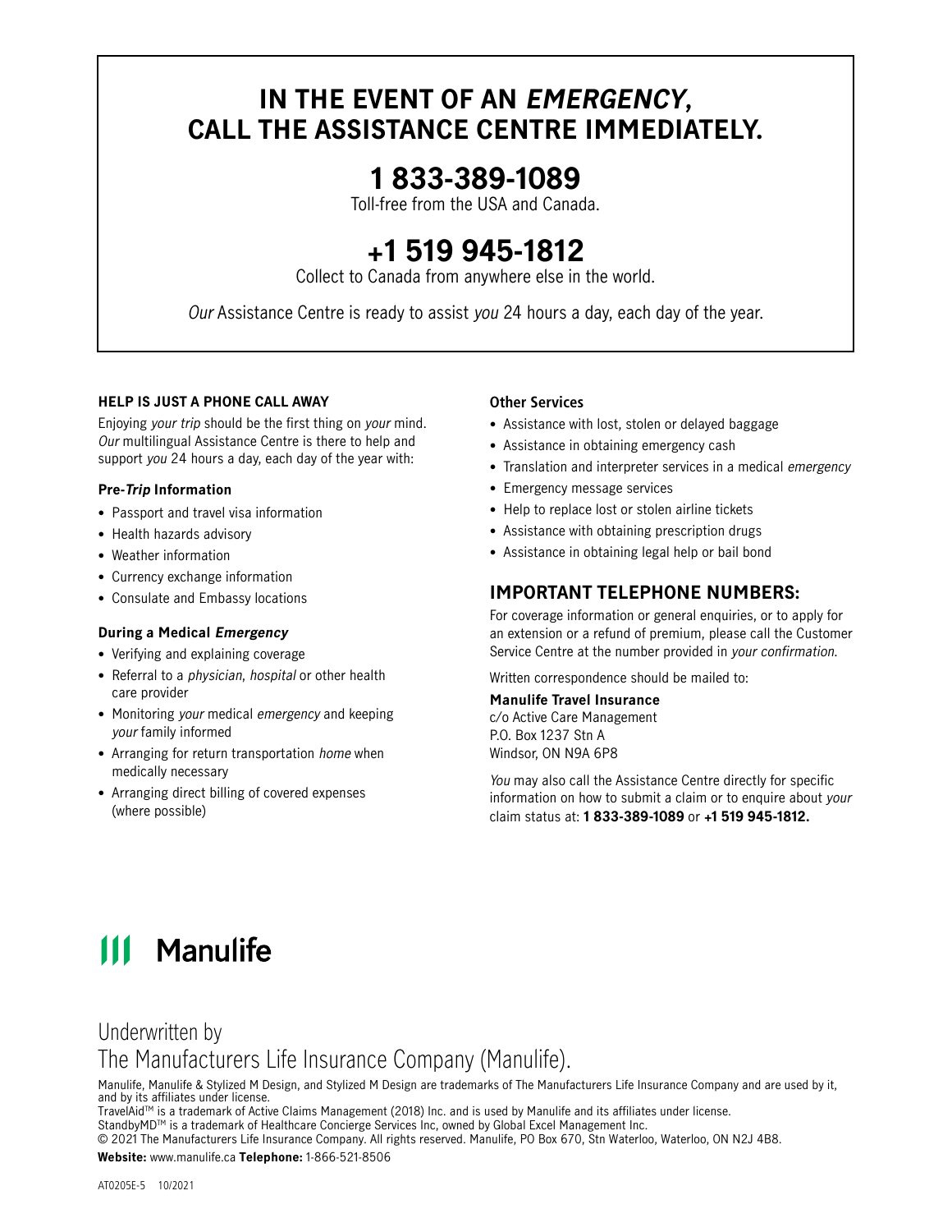# IN THE EVENT OF AN *EMERGENCY*, CALL THE ASSISTANCE CENTRE IMMEDIATELY.

## 1 833-389-1089

Toll-free from the USA and Canada.

## +1 519 945-1812

Collect to Canada from anywhere else in the world.

*Our* Assistance Centre is ready to assist *you* 24 hours a day, each day of the year.

### HELP IS JUST A PHONE CALL AWAY

Enjoying *your trip* should be the first thing on *your* mind. *Our* multilingual Assistance Centre is there to help and support *you* 24 hours a day, each day of the year with:

**Pre-*Trip* Information**

- Passport and travel visa information
- Health hazards advisory
- Weather information
- Currency exchange information
- Consulate and Embassy locations

**During a Medical *Emergency***

- Verifying and explaining coverage
- Referral to a *physician*, *hospital* or other health care provider
- Monitoring *your* medical *emergency* and keeping *your* family informed
- Arranging for return transportation *home* when medically necessary
- Arranging direct billing of covered expenses (where possible)

**Other Services**

- Assistance with lost, stolen or delayed baggage
- Assistance in obtaining emergency cash
- Translation and interpreter services in a medical *emergency*
- Emergency message services
- Help to replace lost or stolen airline tickets
- Assistance with obtaining prescription drugs
- Assistance in obtaining legal help or bail bond

### IMPORTANT TELEPHONE NUMBERS:

For coverage information or general enquiries, or to apply for an extension or a refund of premium, please call the Customer Service Centre at the number provided in *your confirmation*.

Written correspondence should be mailed to:

**Manulife Travel Insurance**
c/o Active Care Management
P.O. Box 1237 Stn A
Windsor, ON N9A 6P8

*You* may also call the Assistance Centre directly for specific information on how to submit a claim or to enquire about *your* claim status at: **1 833-389-1089** or **+1 519 945-1812.**

Manulife

Underwritten by
The Manufacturers Life Insurance Company (Manulife).

Manulife, Manulife & Stylized M Design, and Stylized M Design are trademarks of The Manufacturers Life Insurance Company and are used by it, and by its affiliates under license.
TravelAid™ is a trademark of Active Claims Management (2018) Inc. and is used by Manulife and its affiliates under license.
StandbyMD™ is a trademark of Healthcare Concierge Services Inc, owned by Global Excel Management Inc.
© 2021 The Manufacturers Life Insurance Company. All rights reserved. Manulife, PO Box 670, Stn Waterloo, Waterloo, ON N2J 4B8.

**Website:** www.manulife.ca **Telephone:** 1-866-521-8506

AT0205E-5 10/2021